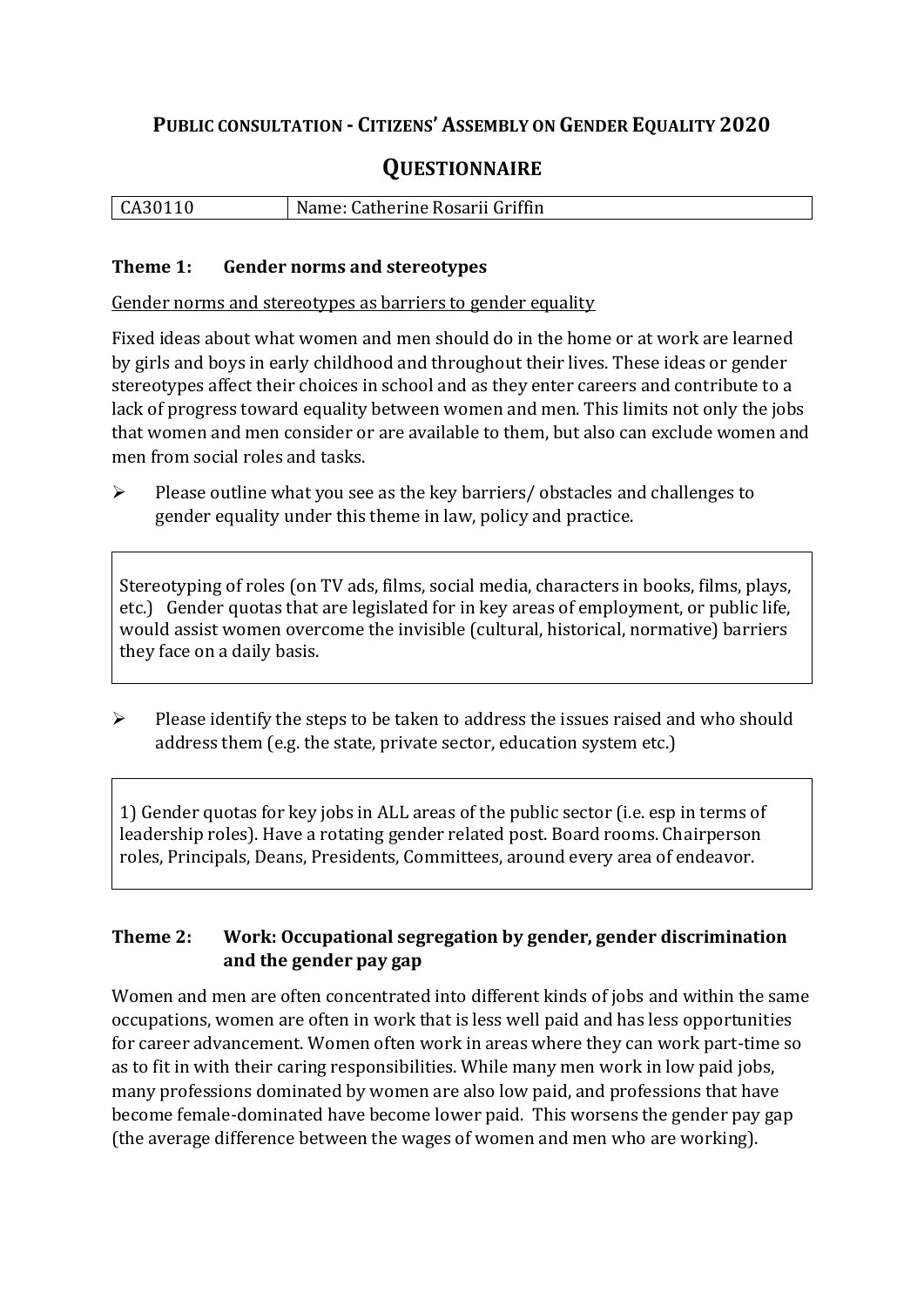# Public consultation - Citizens' Assembly on Gender Equality 2020

## Questionnaire

| CA30110 | Name: Catherine Rosarii Griffin |
|---|---|

### Theme 1: Gender norms and stereotypes

Gender norms and stereotypes as barriers to gender equality

Fixed ideas about what women and men should do in the home or at work are learned by girls and boys in early childhood and throughout their lives. These ideas or gender stereotypes affect their choices in school and as they enter careers and contribute to a lack of progress toward equality between women and men. This limits not only the jobs that women and men consider or are available to them, but also can exclude women and men from social roles and tasks.

- Please outline what you see as the key barriers/ obstacles and challenges to gender equality under this theme in law, policy and practice.

> Stereotyping of roles (on TV ads, films, social media, characters in books, films, plays, etc.) Gender quotas that are legislated for in key areas of employment, or public life, would assist women overcome the invisible (cultural, historical, normative) barriers they face on a daily basis.

- Please identify the steps to be taken to address the issues raised and who should address them (e.g. the state, private sector, education system etc.)

> 1) Gender quotas for key jobs in ALL areas of the public sector (i.e. esp in terms of leadership roles). Have a rotating gender related post. Board rooms. Chairperson roles, Principals, Deans, Presidents, Committees, around every area of endeavor.

### Theme 2: Work: Occupational segregation by gender, gender discrimination and the gender pay gap

Women and men are often concentrated into different kinds of jobs and within the same occupations, women are often in work that is less well paid and has less opportunities for career advancement. Women often work in areas where they can work part-time so as to fit in with their caring responsibilities. While many men work in low paid jobs, many professions dominated by women are also low paid, and professions that have become female-dominated have become lower paid. This worsens the gender pay gap (the average difference between the wages of women and men who are working).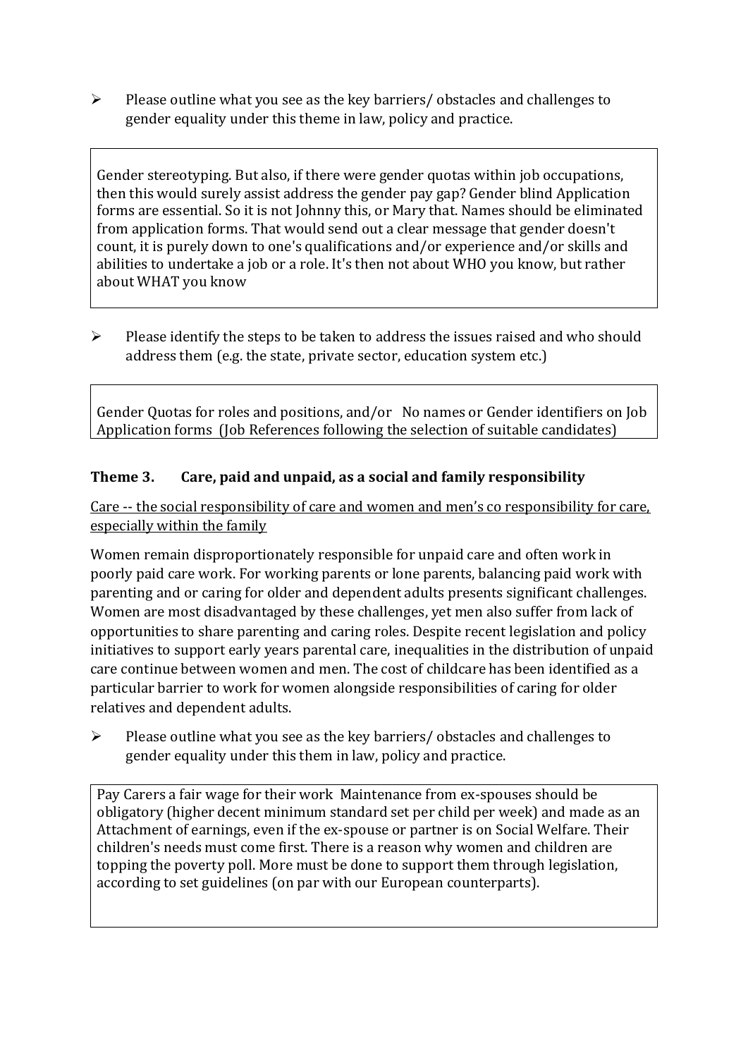- Please outline what you see as the key barriers/ obstacles and challenges to gender equality under this theme in law, policy and practice.

Gender stereotyping. But also, if there were gender quotas within job occupations, then this would surely assist address the gender pay gap? Gender blind Application forms are essential. So it is not Johnny this, or Mary that. Names should be eliminated from application forms. That would send out a clear message that gender doesn't count, it is purely down to one's qualifications and/or experience and/or skills and abilities to undertake a job or a role. It's then not about WHO you know, but rather about WHAT you know

- Please identify the steps to be taken to address the issues raised and who should address them (e.g. the state, private sector, education system etc.)

Gender Quotas for roles and positions, and/or No names or Gender identifiers on Job Application forms (Job References following the selection of suitable candidates)

### Theme 3. Care, paid and unpaid, as a social and family responsibility

Care -- the social responsibility of care and women and men's co responsibility for care, especially within the family

Women remain disproportionately responsible for unpaid care and often work in poorly paid care work. For working parents or lone parents, balancing paid work with parenting and or caring for older and dependent adults presents significant challenges. Women are most disadvantaged by these challenges, yet men also suffer from lack of opportunities to share parenting and caring roles. Despite recent legislation and policy initiatives to support early years parental care, inequalities in the distribution of unpaid care continue between women and men. The cost of childcare has been identified as a particular barrier to work for women alongside responsibilities of caring for older relatives and dependent adults.

- Please outline what you see as the key barriers/ obstacles and challenges to gender equality under this them in law, policy and practice.

Pay Carers a fair wage for their work Maintenance from ex-spouses should be obligatory (higher decent minimum standard set per child per week) and made as an Attachment of earnings, even if the ex-spouse or partner is on Social Welfare. Their children's needs must come first. There is a reason why women and children are topping the poverty poll. More must be done to support them through legislation, according to set guidelines (on par with our European counterparts).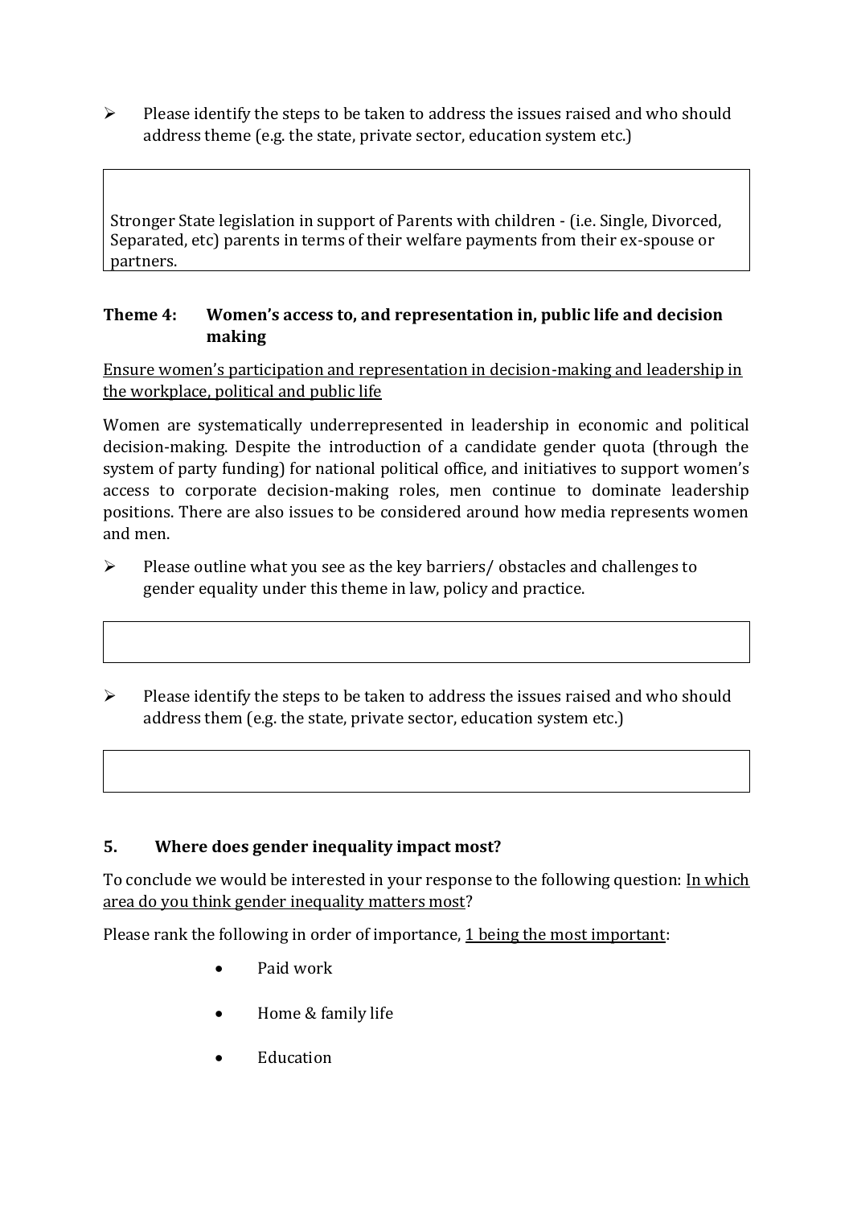➢ Please identify the steps to be taken to address the issues raised and who should address theme (e.g. the state, private sector, education system etc.)

| Stronger State legislation in support of Parents with children - (i.e. Single, Divorced, Separated, etc) parents in terms of their welfare payments from their ex-spouse or partners. |
|---|

### Theme 4: Women's access to, and representation in, public life and decision making

Ensure women's participation and representation in decision-making and leadership in the workplace, political and public life

Women are systematically underrepresented in leadership in economic and political decision-making. Despite the introduction of a candidate gender quota (through the system of party funding) for national political office, and initiatives to support women's access to corporate decision-making roles, men continue to dominate leadership positions. There are also issues to be considered around how media represents women and men.

➢ Please outline what you see as the key barriers/ obstacles and challenges to gender equality under this theme in law, policy and practice.

|   |
|---|

➢ Please identify the steps to be taken to address the issues raised and who should address them (e.g. the state, private sector, education system etc.)

|   |
|---|

## 5. Where does gender inequality impact most?

To conclude we would be interested in your response to the following question: In which area do you think gender inequality matters most?

Please rank the following in order of importance, 1 being the most important:

- Paid work
- Home & family life
- Education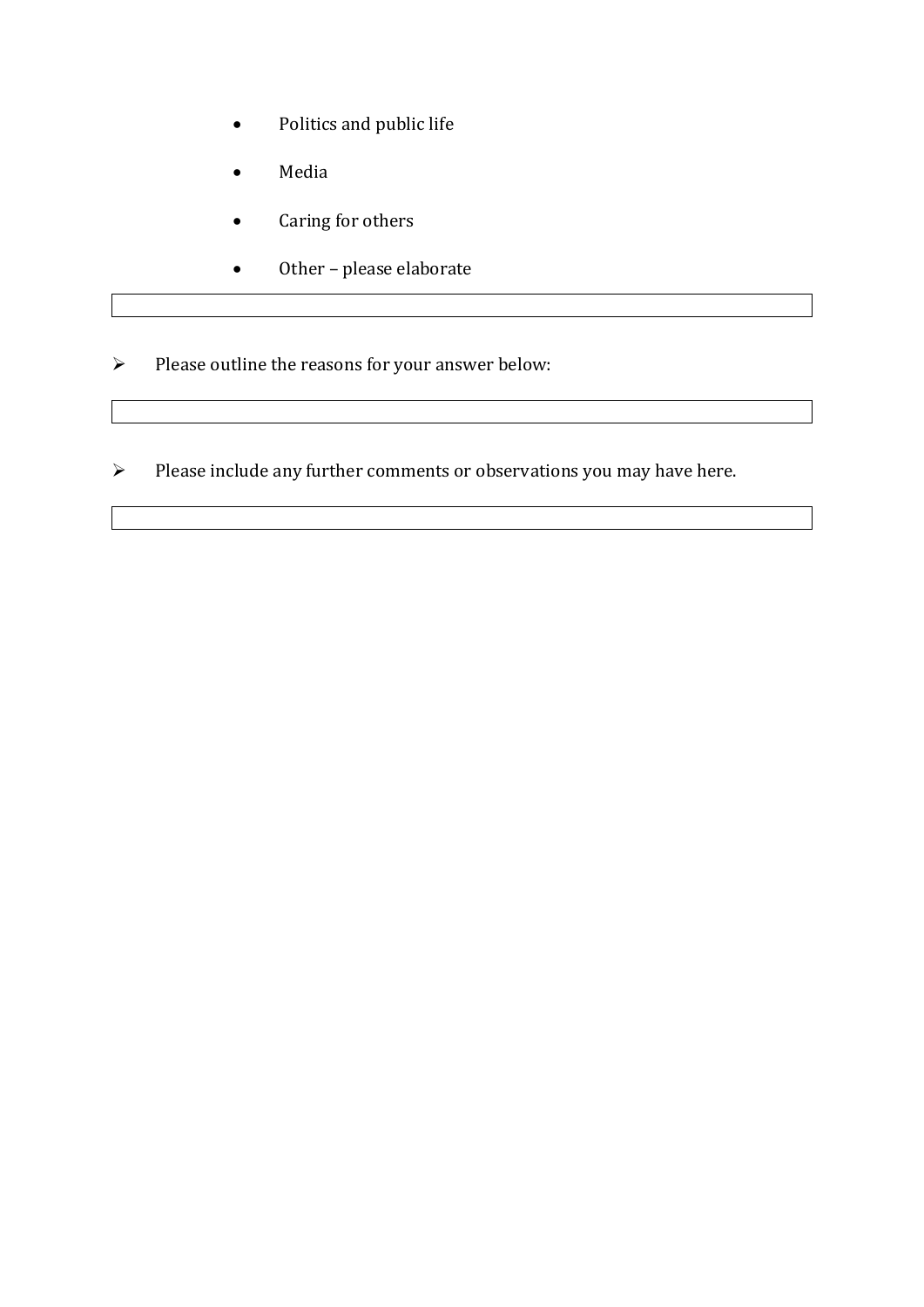- Politics and public life
- Media
- Caring for others
- Other – please elaborate

| |
|---|
| |

- Please outline the reasons for your answer below:

| |
|---|
| |

- Please include any further comments or observations you may have here.

| |
|---|
| |